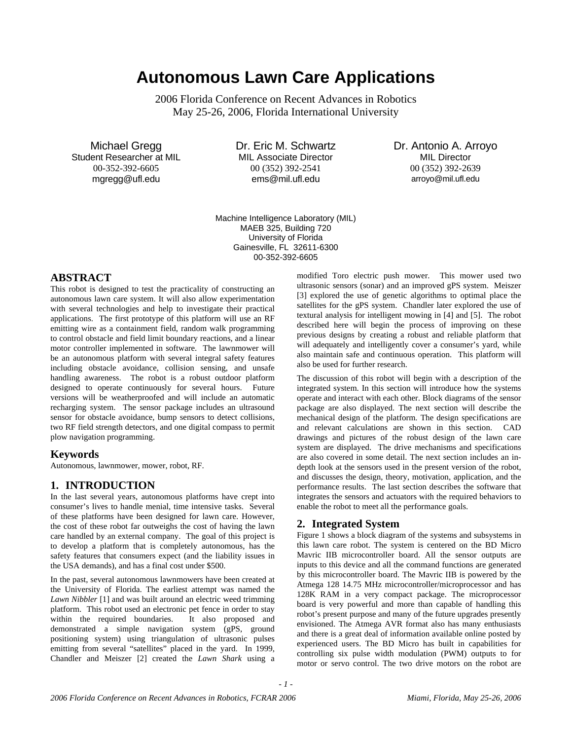# Autonomous Lawn Care Applications

2006 Florida Conference on Recent Advances in Robotics
May 25-26, 2006, Florida International University

Michael Gregg
Student Researcher at MIL
00-352-392-6605
mgregg@ufl.edu

Dr. Eric M. Schwartz
MIL Associate Director
00 (352) 392-2541
ems@mil.ufl.edu

Dr. Antonio A. Arroyo
MIL Director
00 (352) 392-2639
arroyo@mil.ufl.edu

Machine Intelligence Laboratory (MIL)
MAEB 325, Building 720
University of Florida
Gainesville, FL 32611-6300
00-352-392-6605

## ABSTRACT

This robot is designed to test the practicality of constructing an autonomous lawn care system. It will also allow experimentation with several technologies and help to investigate their practical applications. The first prototype of this platform will use an RF emitting wire as a containment field, random walk programming to control obstacle and field limit boundary reactions, and a linear motor controller implemented in software. The lawnmower will be an autonomous platform with several integral safety features including obstacle avoidance, collision sensing, and unsafe handling awareness. The robot is a robust outdoor platform designed to operate continuously for several hours. Future versions will be weatherproofed and will include an automatic recharging system. The sensor package includes an ultrasound sensor for obstacle avoidance, bump sensors to detect collisions, two RF field strength detectors, and one digital compass to permit plow navigation programming.

### Keywords

Autonomous, lawnmower, mower, robot, RF.

## 1. INTRODUCTION

In the last several years, autonomous platforms have crept into consumer's lives to handle menial, time intensive tasks. Several of these platforms have been designed for lawn care. However, the cost of these robot far outweighs the cost of having the lawn care handled by an external company. The goal of this project is to develop a platform that is completely autonomous, has the safety features that consumers expect (and the liability issues in the USA demands), and has a final cost under $500.

In the past, several autonomous lawnmowers have been created at the University of Florida. The earliest attempt was named the *Lawn Nibbler* [1] and was built around an electric weed trimming platform. This robot used an electronic pet fence in order to stay within the required boundaries. It also proposed and demonstrated a simple navigation system (gPS, ground positioning system) using triangulation of ultrasonic pulses emitting from several "satellites" placed in the yard. In 1999, Chandler and Meiszer [2] created the *Lawn Shark* using a modified Toro electric push mower. This mower used two ultrasonic sensors (sonar) and an improved gPS system. Meiszer [3] explored the use of genetic algorithms to optimal place the satellites for the gPS system. Chandler later explored the use of textural analysis for intelligent mowing in [4] and [5]. The robot described here will begin the process of improving on these previous designs by creating a robust and reliable platform that will adequately and intelligently cover a consumer's yard, while also maintain safe and continuous operation. This platform will also be used for further research.

The discussion of this robot will begin with a description of the integrated system. In this section will introduce how the systems operate and interact with each other. Block diagrams of the sensor package are also displayed. The next section will describe the mechanical design of the platform. The design specifications are and relevant calculations are shown in this section. CAD drawings and pictures of the robust design of the lawn care system are displayed. The drive mechanisms and specifications are also covered in some detail. The next section includes an in-depth look at the sensors used in the present version of the robot, and discusses the design, theory, motivation, application, and the performance results. The last section describes the software that integrates the sensors and actuators with the required behaviors to enable the robot to meet all the performance goals.

## 2. Integrated System

Figure 1 shows a block diagram of the systems and subsystems in this lawn care robot. The system is centered on the BD Micro Mavric IIB microcontroller board. All the sensor outputs are inputs to this device and all the command functions are generated by this microcontroller board. The Mavric IIB is powered by the Atmega 128 14.75 MHz microcontroller/microprocessor and has 128K RAM in a very compact package. The microprocessor board is very powerful and more than capable of handling this robot's present purpose and many of the future upgrades presently envisioned. The Atmega AVR format also has many enthusiasts and there is a great deal of information available online posted by experienced users. The BD Micro has built in capabilities for controlling six pulse width modulation (PWM) outputs to for motor or servo control. The two drive motors on the robot are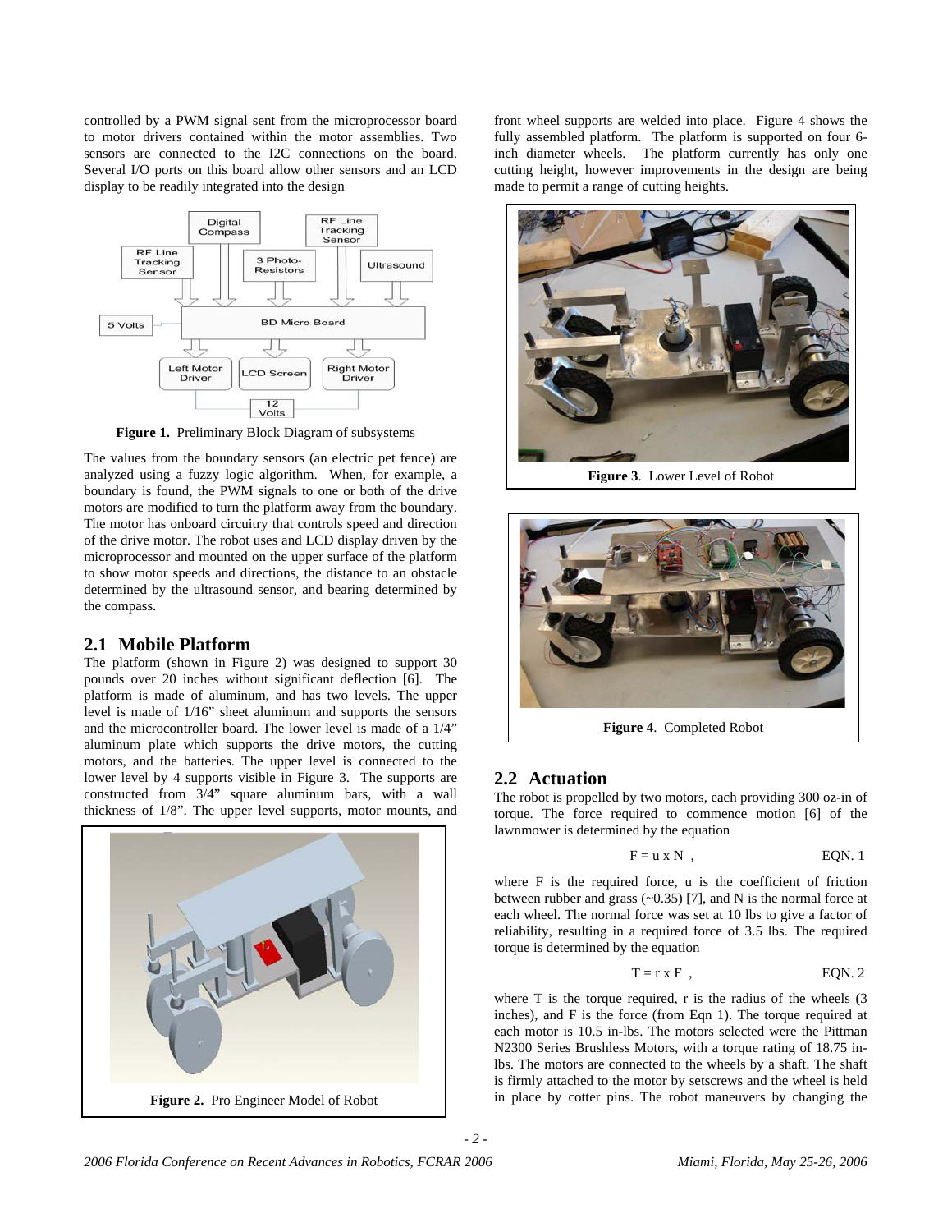controlled by a PWM signal sent from the microprocessor board to motor drivers contained within the motor assemblies. Two sensors are connected to the I2C connections on the board. Several I/O ports on this board allow other sensors and an LCD display to be readily integrated into the design

**Figure 1.** Preliminary Block Diagram of subsystems

The values from the boundary sensors (an electric pet fence) are analyzed using a fuzzy logic algorithm. When, for example, a boundary is found, the PWM signals to one or both of the drive motors are modified to turn the platform away from the boundary. The motor has onboard circuitry that controls speed and direction of the drive motor. The robot uses and LCD display driven by the microprocessor and mounted on the upper surface of the platform to show motor speeds and directions, the distance to an obstacle determined by the ultrasound sensor, and bearing determined by the compass.

## 2.1 Mobile Platform

The platform (shown in Figure 2) was designed to support 30 pounds over 20 inches without significant deflection [6]. The platform is made of aluminum, and has two levels. The upper level is made of 1/16" sheet aluminum and supports the sensors and the microcontroller board. The lower level is made of a 1/4" aluminum plate which supports the drive motors, the cutting motors, and the batteries. The upper level is connected to the lower level by 4 supports visible in Figure 3. The supports are constructed from 3/4" square aluminum bars, with a wall thickness of 1/8". The upper level supports, motor mounts, and front wheel supports are welded into place. Figure 4 shows the fully assembled platform. The platform is supported on four 6-inch diameter wheels. The platform currently has only one cutting height, however improvements in the design are being made to permit a range of cutting heights.

**Figure 2.** Pro Engineer Model of Robot

**Figure 3**. Lower Level of Robot

**Figure 4**. Completed Robot

## 2.2 Actuation

The robot is propelled by two motors, each providing 300 oz-in of torque. The force required to commence motion [6] of the lawnmower is determined by the equation

$$F = u \times N \quad \text{EQN. 1}$$

where F is the required force, u is the coefficient of friction between rubber and grass (~0.35) [7], and N is the normal force at each wheel. The normal force was set at 10 lbs to give a factor of reliability, resulting in a required force of 3.5 lbs. The required torque is determined by the equation

$$T = r \times F \quad \text{EQN. 2}$$

where T is the torque required, r is the radius of the wheels (3 inches), and F is the force (from Eqn 1). The torque required at each motor is 10.5 in-lbs. The motors selected were the Pittman N2300 Series Brushless Motors, with a torque rating of 18.75 in-lbs. The motors are connected to the wheels by a shaft. The shaft is firmly attached to the motor by setscrews and the wheel is held in place by cotter pins. The robot maneuvers by changing the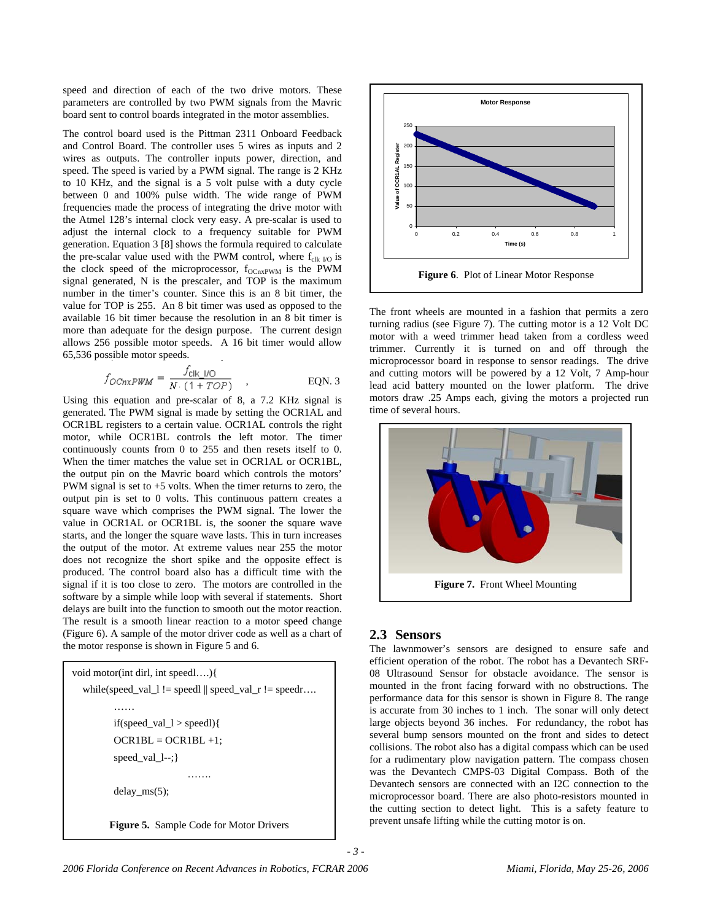speed and direction of each of the two drive motors. These parameters are controlled by two PWM signals from the Mavric board sent to control boards integrated in the motor assemblies.

The control board used is the Pittman 2311 Onboard Feedback and Control Board. The controller uses 5 wires as inputs and 2 wires as outputs. The controller inputs power, direction, and speed. The speed is varied by a PWM signal. The range is 2 KHz to 10 KHz, and the signal is a 5 volt pulse with a duty cycle between 0 and 100% pulse width. The wide range of PWM frequencies made the process of integrating the drive motor with the Atmel 128's internal clock very easy. A pre-scalar is used to adjust the internal clock to a frequency suitable for PWM generation. Equation 3 [8] shows the formula required to calculate the pre-scalar value used with the PWM control, where $f_{clk\ I/O}$ is the clock speed of the microprocessor, $f_{OCnxPWM}$ is the PWM signal generated, N is the prescaler, and TOP is the maximum number in the timer's counter. Since this is an 8 bit timer, the value for TOP is 255. An 8 bit timer was used as opposed to the available 16 bit timer because the resolution in an 8 bit timer is more than adequate for the design purpose. The current design allows 256 possible motor speeds. A 16 bit timer would allow 65,536 possible motor speeds.

$$f_{OCnxPWM} = \frac{f_{clk\_I/O}}{N \cdot (1 + TOP)} \quad , \qquad \text{EQN. 3}$$

Using this equation and pre-scalar of 8, a 7.2 KHz signal is generated. The PWM signal is made by setting the OCR1AL and OCR1BL registers to a certain value. OCR1AL controls the right motor, while OCR1BL controls the left motor. The timer continuously counts from 0 to 255 and then resets itself to 0. When the timer matches the value set in OCR1AL or OCR1BL, the output pin on the Mavric board which controls the motors' PWM signal is set to +5 volts. When the timer returns to zero, the output pin is set to 0 volts. This continuous pattern creates a square wave which comprises the PWM signal. The lower the value in OCR1AL or OCR1BL is, the sooner the square wave starts, and the longer the square wave lasts. This in turn increases the output of the motor. At extreme values near 255 the motor does not recognize the short spike and the opposite effect is produced. The control board also has a difficult time with the signal if it is too close to zero. The motors are controlled in the software by a simple while loop with several if statements. Short delays are built into the function to smooth out the motor reaction. The result is a smooth linear reaction to a motor speed change (Figure 6). A sample of the motor driver code as well as a chart of the motor response is shown in Figure 5 and 6.

```
void motor(int dirl, int speedl….){
  while(speed_val_l != speedl || speed_val_r != speedr….
        ……
        if(speed_val_l > speedl){
        OCR1BL = OCR1BL +1;
        speed_val_l--;}
                    …….
        delay_ms(5);
```

**Figure 5.** Sample Code for Motor Drivers

**Figure 6**. Plot of Linear Motor Response

The front wheels are mounted in a fashion that permits a zero turning radius (see Figure 7). The cutting motor is a 12 Volt DC motor with a weed trimmer head taken from a cordless weed trimmer. Currently it is turned on and off through the microprocessor board in response to sensor readings. The drive and cutting motors will be powered by a 12 Volt, 7 Amp-hour lead acid battery mounted on the lower platform. The drive motors draw .25 Amps each, giving the motors a projected run time of several hours.

**Figure 7.** Front Wheel Mounting

## 2.3 Sensors

The lawnmower's sensors are designed to ensure safe and efficient operation of the robot. The robot has a Devantech SRF-08 Ultrasound Sensor for obstacle avoidance. The sensor is mounted in the front facing forward with no obstructions. The performance data for this sensor is shown in Figure 8. The range is accurate from 30 inches to 1 inch. The sonar will only detect large objects beyond 36 inches. For redundancy, the robot has several bump sensors mounted on the front and sides to detect collisions. The robot also has a digital compass which can be used for a rudimentary plow navigation pattern. The compass chosen was the Devantech CMPS-03 Digital Compass. Both of the Devantech sensors are connected with an I2C connection to the microprocessor board. There are also photo-resistors mounted in the cutting section to detect light. This is a safety feature to prevent unsafe lifting while the cutting motor is on.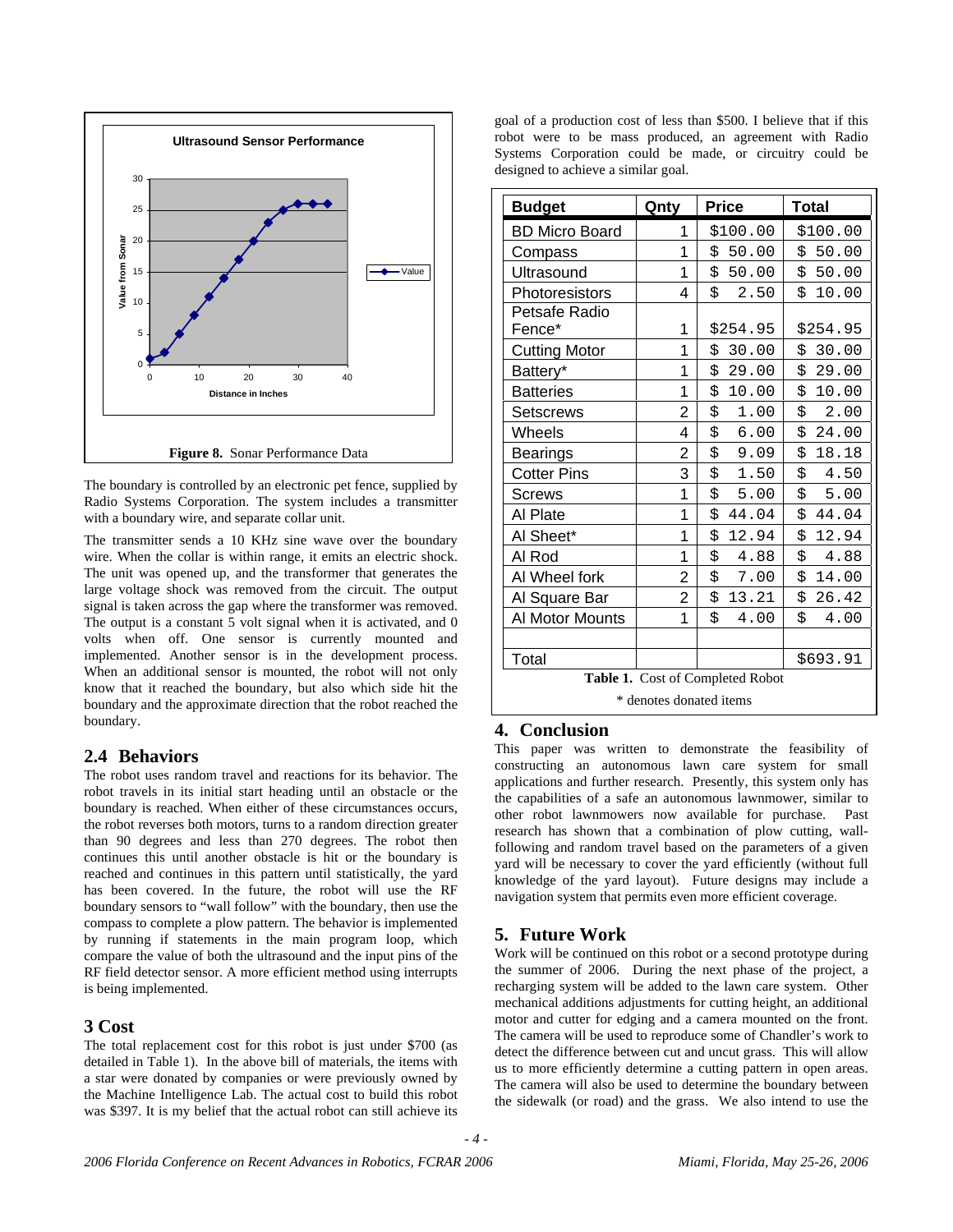Figure 8. Sonar Performance Data

The boundary is controlled by an electronic pet fence, supplied by Radio Systems Corporation. The system includes a transmitter with a boundary wire, and separate collar unit.

The transmitter sends a 10 KHz sine wave over the boundary wire. When the collar is within range, it emits an electric shock. The unit was opened up, and the transformer that generates the large voltage shock was removed from the circuit. The output signal is taken across the gap where the transformer was removed. The output is a constant 5 volt signal when it is activated, and 0 volts when off. One sensor is currently mounted and implemented. Another sensor is in the development process. When an additional sensor is mounted, the robot will not only know that it reached the boundary, but also which side hit the boundary and the approximate direction that the robot reached the boundary.

## 2.4 Behaviors

The robot uses random travel and reactions for its behavior. The robot travels in its initial start heading until an obstacle or the boundary is reached. When either of these circumstances occurs, the robot reverses both motors, turns to a random direction greater than 90 degrees and less than 270 degrees. The robot then continues this until another obstacle is hit or the boundary is reached and continues in this pattern until statistically, the yard has been covered. In the future, the robot will use the RF boundary sensors to "wall follow" with the boundary, then use the compass to complete a plow pattern. The behavior is implemented by running if statements in the main program loop, which compare the value of both the ultrasound and the input pins of the RF field detector sensor. A more efficient method using interrupts is being implemented.

## 3 Cost

The total replacement cost for this robot is just under $700 (as detailed in Table 1). In the above bill of materials, the items with a star were donated by companies or were previously owned by the Machine Intelligence Lab. The actual cost to build this robot was $397. It is my belief that the actual robot can still achieve its goal of a production cost of less than $500. I believe that if this robot were to be mass produced, an agreement with Radio Systems Corporation could be made, or circuitry could be designed to achieve a similar goal.

| Budget | Qnty | Price | Total |
|---|---|---|---|
| BD Micro Board | 1 | $100.00 | $100.00 |
| Compass | 1 | $ 50.00 | $ 50.00 |
| Ultrasound | 1 | $ 50.00 | $ 50.00 |
| Photoresistors | 4 | $ 2.50 | $ 10.00 |
| Petsafe Radio Fence* | 1 | $254.95 | $254.95 |
| Cutting Motor | 1 | $ 30.00 | $ 30.00 |
| Battery* | 1 | $ 29.00 | $ 29.00 |
| Batteries | 1 | $ 10.00 | $ 10.00 |
| Setscrews | 2 | $ 1.00 | $ 2.00 |
| Wheels | 4 | $ 6.00 | $ 24.00 |
| Bearings | 2 | $ 9.09 | $ 18.18 |
| Cotter Pins | 3 | $ 1.50 | $ 4.50 |
| Screws | 1 | $ 5.00 | $ 5.00 |
| Al Plate | 1 | $ 44.04 | $ 44.04 |
| Al Sheet* | 1 | $ 12.94 | $ 12.94 |
| Al Rod | 1 | $ 4.88 | $ 4.88 |
| Al Wheel fork | 2 | $ 7.00 | $ 14.00 |
| Al Square Bar | 2 | $ 13.21 | $ 26.42 |
| Al Motor Mounts | 1 | $ 4.00 | $ 4.00 |
| | | | |
| Total | | | $693.91 |

**Table 1.** Cost of Completed Robot

\* denotes donated items

## 4. Conclusion

This paper was written to demonstrate the feasibility of constructing an autonomous lawn care system for small applications and further research. Presently, this system only has the capabilities of a safe an autonomous lawnmower, similar to other robot lawnmowers now available for purchase. Past research has shown that a combination of plow cutting, wall-following and random travel based on the parameters of a given yard will be necessary to cover the yard efficiently (without full knowledge of the yard layout). Future designs may include a navigation system that permits even more efficient coverage.

## 5. Future Work

Work will be continued on this robot or a second prototype during the summer of 2006. During the next phase of the project, a recharging system will be added to the lawn care system. Other mechanical additions adjustments for cutting height, an additional motor and cutter for edging and a camera mounted on the front. The camera will be used to reproduce some of Chandler's work to detect the difference between cut and uncut grass. This will allow us to more efficiently determine a cutting pattern in open areas. The camera will also be used to determine the boundary between the sidewalk (or road) and the grass. We also intend to use the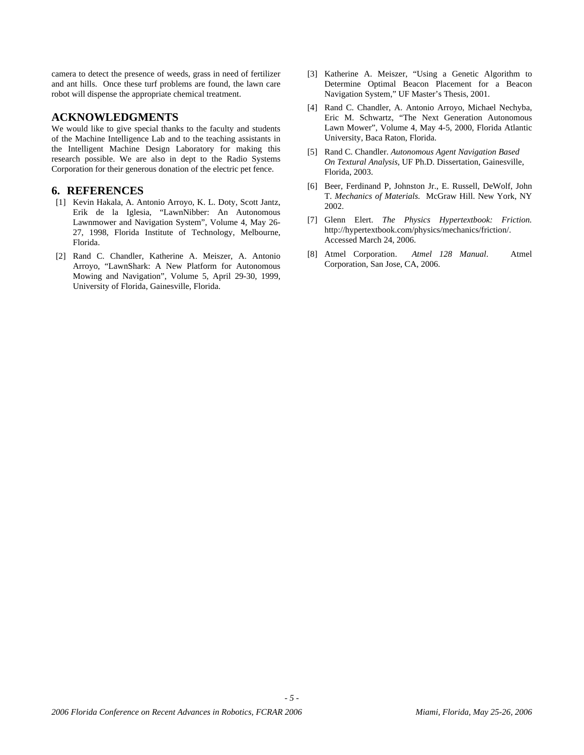camera to detect the presence of weeds, grass in need of fertilizer and ant hills. Once these turf problems are found, the lawn care robot will dispense the appropriate chemical treatment.

## ACKNOWLEDGMENTS

We would like to give special thanks to the faculty and students of the Machine Intelligence Lab and to the teaching assistants in the Intelligent Machine Design Laboratory for making this research possible. We are also in dept to the Radio Systems Corporation for their generous donation of the electric pet fence.

## 6. REFERENCES

[1] Kevin Hakala, A. Antonio Arroyo, K. L. Doty, Scott Jantz, Erik de la Iglesia, "LawnNibber: An Autonomous Lawnmower and Navigation System", Volume 4, May 26-27, 1998, Florida Institute of Technology, Melbourne, Florida.

[2] Rand C. Chandler, Katherine A. Meiszer, A. Antonio Arroyo, "LawnShark: A New Platform for Autonomous Mowing and Navigation", Volume 5, April 29-30, 1999, University of Florida, Gainesville, Florida.

[3] Katherine A. Meiszer, "Using a Genetic Algorithm to Determine Optimal Beacon Placement for a Beacon Navigation System," UF Master's Thesis, 2001.

[4] Rand C. Chandler, A. Antonio Arroyo, Michael Nechyba, Eric M. Schwartz, "The Next Generation Autonomous Lawn Mower", Volume 4, May 4-5, 2000, Florida Atlantic University, Baca Raton, Florida.

[5] Rand C. Chandler. *Autonomous Agent Navigation Based On Textural Analysis*, UF Ph.D. Dissertation, Gainesville, Florida, 2003.

[6] Beer, Ferdinand P, Johnston Jr., E. Russell, DeWolf, John T. *Mechanics of Materials.* McGraw Hill. New York, NY 2002.

[7] Glenn Elert. *The Physics Hypertextbook: Friction.* http://hypertextbook.com/physics/mechanics/friction/. Accessed March 24, 2006.

[8] Atmel Corporation. *Atmel 128 Manual*. Atmel Corporation, San Jose, CA, 2006.